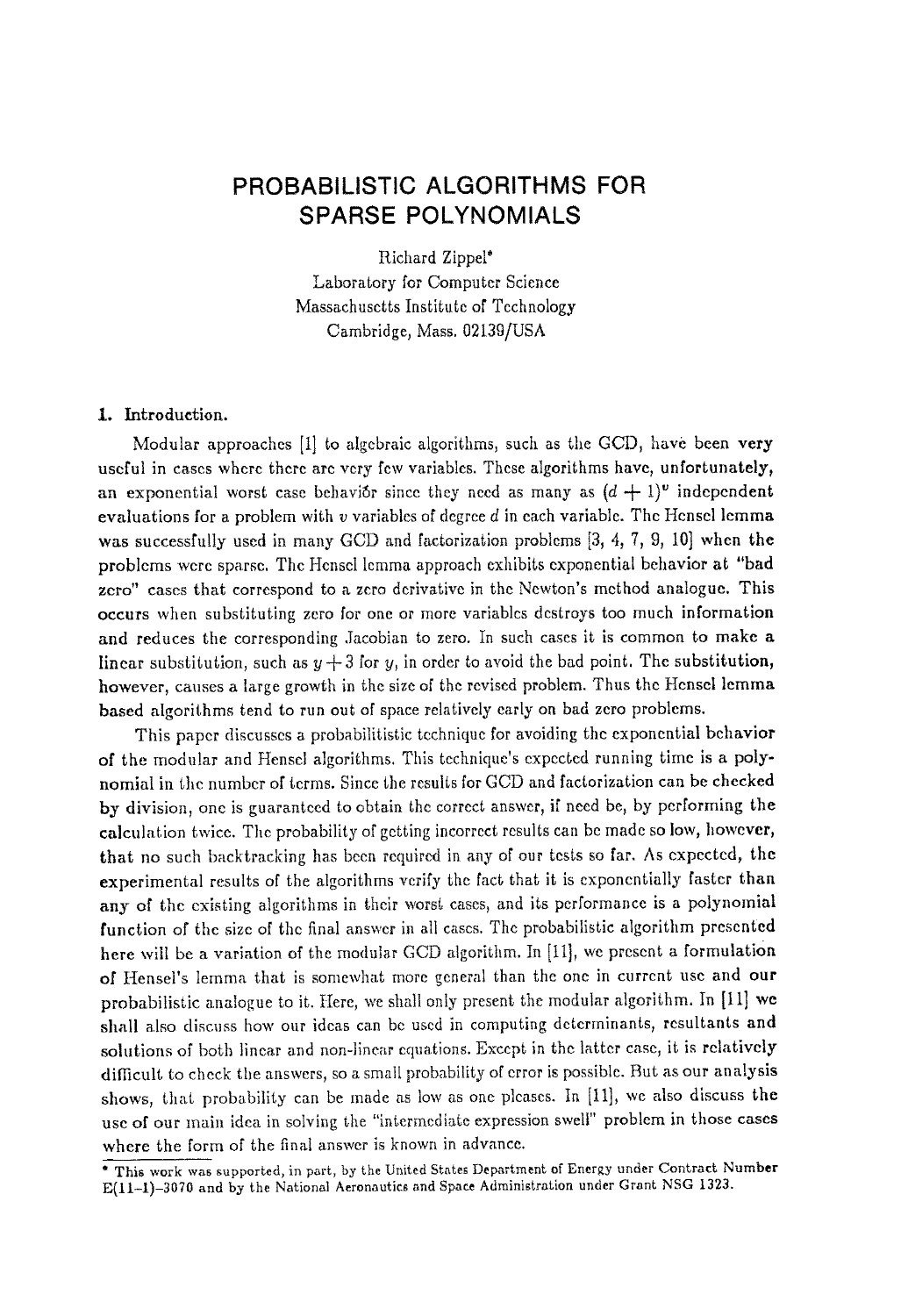# PROBABILISTIC ALGORITHMS FOR SPARSE POLYNOMIALS

Richard Zippel*
Laboratory for Computer Science
Massachusetts Institute of Technology
Cambridge, Mass. 02139/USA

## 1. Introduction.

Modular approaches [1] to algebraic algorithms, such as the GCD, have been very useful in cases where there are very few variables. These algorithms have, unfortunately, an exponential worst case behavior since they need as many as $(d+1)^v$ independent evaluations for a problem with $v$ variables of degree $d$ in each variable. The Hensel lemma was successfully used in many GCD and factorization problems [3, 4, 7, 9, 10] when the problems were sparse. The Hensel lemma approach exhibits exponential behavior at "bad zero" cases that correspond to a zero derivative in the Newton's method analogue. This occurs when substituting zero for one or more variables destroys too much information and reduces the corresponding Jacobian to zero. In such cases it is common to make a linear substitution, such as $y+3$ for $y$, in order to avoid the bad point. The substitution, however, causes a large growth in the size of the revised problem. Thus the Hensel lemma based algorithms tend to run out of space relatively early on bad zero problems.

This paper discusses a probabilitistic technique for avoiding the exponential behavior of the modular and Hensel algorithms. This technique's expected running time is a polynomial in the number of terms. Since the results for GCD and factorization can be checked by division, one is guaranteed to obtain the correct answer, if need be, by performing the calculation twice. The probability of getting incorrect results can be made so low, however, that no such backtracking has been required in any of our tests so far. As expected, the experimental results of the algorithms verify the fact that it is exponentially faster than any of the existing algorithms in their worst cases, and its performance is a polynomial function of the size of the final answer in all cases. The probabilistic algorithm presented here will be a variation of the modular GCD algorithm. In [11], we present a formulation of Hensel's lemma that is somewhat more general than the one in current use and our probabilistic analogue to it. Here, we shall only present the modular algorithm. In [11] we shall also discuss how our ideas can be used in computing determinants, resultants and solutions of both linear and non-linear equations. Except in the latter case, it is relatively difficult to check the answers, so a small probability of error is possible. But as our analysis shows, that probability can be made as low as one pleases. In [11], we also discuss the use of our main idea in solving the "intermediate expression swell" problem in those cases where the form of the final answer is known in advance.

* This work was supported, in part, by the United States Department of Energy under Contract Number E(11-1)-3070 and by the National Aeronautics and Space Administration under Grant NSG 1323.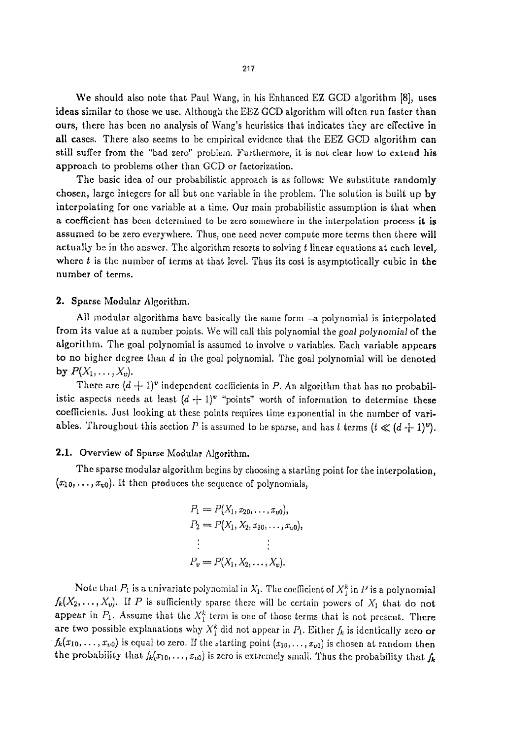We should also note that Paul Wang, in his Enhanced EZ GCD algorithm [8], uses ideas similar to those we use. Although the EEZ GCD algorithm will often run faster than ours, there has been no analysis of Wang's heuristics that indicates they are effective in all cases. There also seems to be empirical evidence that the EEZ GCD algorithm can still suffer from the "bad zero" problem. Furthermore, it is not clear how to extend his approach to problems other than GCD or factorization.

The basic idea of our probabilistic approach is as follows: We substitute randomly chosen, large integers for all but one variable in the problem. The solution is built up by interpolating for one variable at a time. Our main probabilistic assumption is that when a coefficient has been determined to be zero somewhere in the interpolation process it is assumed to be zero everywhere. Thus, one need never compute more terms then there will actually be in the answer. The algorithm resorts to solving $t$ linear equations at each level, where $t$ is the number of terms at that level. Thus its cost is asymptotically cubic in the number of terms.

## 2. Sparse Modular Algorithm.

All modular algorithms have basically the same form—a polynomial is interpolated from its value at a number points. We will call this polynomial the *goal polynomial* of the algorithm. The goal polynomial is assumed to involve $v$ variables. Each variable appears to no higher degree than $d$ in the goal polynomial. The goal polynomial will be denoted by $P(X_1, \ldots, X_v)$.

There are $(d+1)^v$ independent coefficients in $P$. An algorithm that has no probabilistic aspects needs at least $(d+1)^v$ "points" worth of information to determine these coefficients. Just looking at these points requires time exponential in the number of variables. Throughout this section $P$ is assumed to be sparse, and has $t$ terms ($t \ll (d+1)^v$).

### 2.1. Overview of Sparse Modular Algorithm.

The sparse modular algorithm begins by choosing a starting point for the interpolation, $(x_{10}, \ldots, x_{v0})$. It then produces the sequence of polynomials,

$$
\begin{aligned}
P_1 &= P(X_1, x_{20}, \ldots, x_{v0}),\\
P_2 &= P(X_1, X_2, x_{30}, \ldots, x_{v0}),\\
&\vdots \qquad\qquad \vdots\\
P_v &= P(X_1, X_2, \ldots, X_v).
\end{aligned}
$$

Note that $P_1$ is a univariate polynomial in $X_1$. The coefficient of $X_1^k$ in $P$ is a polynomial $f_k(X_2, \ldots, X_v)$. If $P$ is sufficiently sparse there will be certain powers of $X_1$ that do not appear in $P_1$. Assume that the $X_1^k$ term is one of those terms that is not present. There are two possible explanations why $X_1^k$ did not appear in $P_1$. Either $f_k$ is identically zero or $f_k(x_{10}, \ldots, x_{v0})$ is equal to zero. If the starting point $(x_{10}, \ldots, x_{v0})$ is chosen at random then the probability that $f_k(x_{10}, \ldots, x_{v0})$ is zero is extremely small. Thus the probability that $f_k$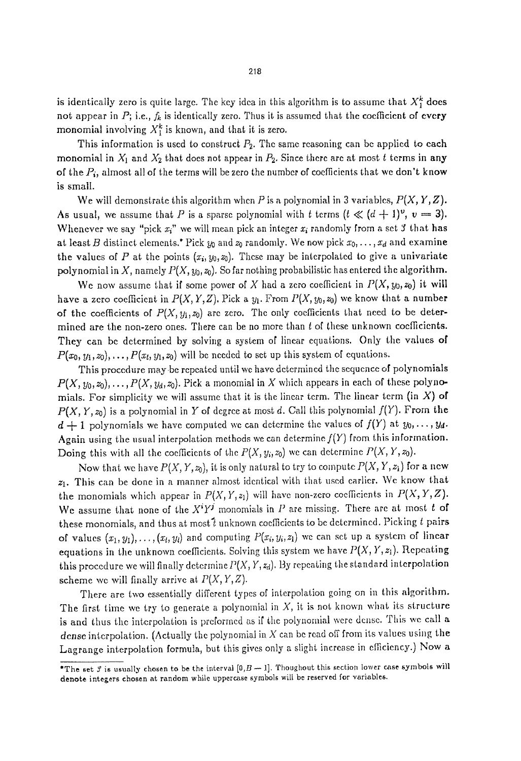is identically zero is quite large. The key idea in this algorithm is to assume that $X_1^k$ does not appear in $P$; i.e., $f_k$ is identically zero. Thus it is assumed that the coefficient of every monomial involving $X_1^k$ is known, and that it is zero.

This information is used to construct $P_2$. The same reasoning can be applied to each monomial in $X_1$ and $X_2$ that does not appear in $P_2$. Since there are at most $t$ terms in any of the $P_i$, almost all of the terms will be zero the number of coefficients that we don't know is small.

We will demonstrate this algorithm when $P$ is a polynomial in 3 variables, $P(X, Y, Z)$. As usual, we assume that $P$ is a sparse polynomial with $t$ terms ($t \ll (d+1)^v$, $v = 3$). Whenever we say "pick $x_i$" we will mean pick an integer $x_i$ randomly from a set $\mathcal{S}$ that has at least $B$ distinct elements.* Pick $y_0$ and $z_0$ randomly. We now pick $x_0, \ldots, x_d$ and examine the values of $P$ at the points $(x_i, y_0, z_0)$. These may be interpolated to give a univariate polynomial in $X$, namely $P(X, y_0, z_0)$. So far nothing probabilistic has entered the algorithm.

We now assume that if some power of $X$ had a zero coefficient in $P(X, y_0, z_0)$ it will have a zero coefficient in $P(X, Y, Z)$. Pick a $y_1$. From $P(X, y_0, z_0)$ we know that a number of the coefficients of $P(X, y_1, z_0)$ are zero. The only coefficients that need to be determined are the non-zero ones. There can be no more than $t$ of these unknown coefficients. They can be determined by solving a system of linear equations. Only the values of $P(x_0, y_1, z_0), \ldots, P(x_t, y_1, z_0)$ will be needed to set up this system of equations.

This procedure may be repeated until we have determined the sequence of polynomials $P(X, y_0, z_0), \ldots, P(X, y_d, z_0)$. Pick a monomial in $X$ which appears in each of these polynomials. For simplicity we will assume that it is the linear term. The linear term (in $X$) of $P(X, Y, z_0)$ is a polynomial in $Y$ of degree at most $d$. Call this polynomial $f(Y)$. From the $d+1$ polynomials we have computed we can determine the values of $f(Y)$ at $y_0, \ldots, y_d$. Again using the usual interpolation methods we can determine $f(Y)$ from this information. Doing this with all the coefficients of the $P(X, y_i, z_0)$ we can determine $P(X, Y, z_0)$.

Now that we have $P(X, Y, z_0)$, it is only natural to try to compute $P(X, Y, z_1)$ for a new $z_1$. This can be done in a manner almost identical with that used earlier. We know that the monomials which appear in $P(X, Y, z_1)$ will have non-zero coefficients in $P(X, Y, Z)$. We assume that none of the $X^i Y^j$ monomials in $P$ are missing. There are at most $t$ of these monomials, and thus at most $t$ unknown coefficients to be determined. Picking $t$ pairs of values $(x_1, y_1), \ldots, (x_t, y_t)$ and computing $P(x_i, y_i, z_1)$ we can set up a system of linear equations in the unknown coefficients. Solving this system we have $P(X, Y, z_1)$. Repeating this procedure we will finally determine $P(X, Y, z_d)$. By repeating the standard interpolation scheme we will finally arrive at $P(X, Y, Z)$.

There are two essentially different types of interpolation going on in this algorithm. The first time we try to generate a polynomial in $X$, it is not known what its structure is and thus the interpolation is preformed as if the polynomial were dense. This we call a *dense* interpolation. (Actually the polynomial in $X$ can be read off from its values using the Lagrange interpolation formula, but this gives only a slight increase in efficiency.) Now a

---

*The set $\mathcal{S}$ is usually chosen to be the interval $[0, B-1]$. Thoughout this section lower case symbols will denote integers chosen at random while uppercase symbols will be reserved for variables.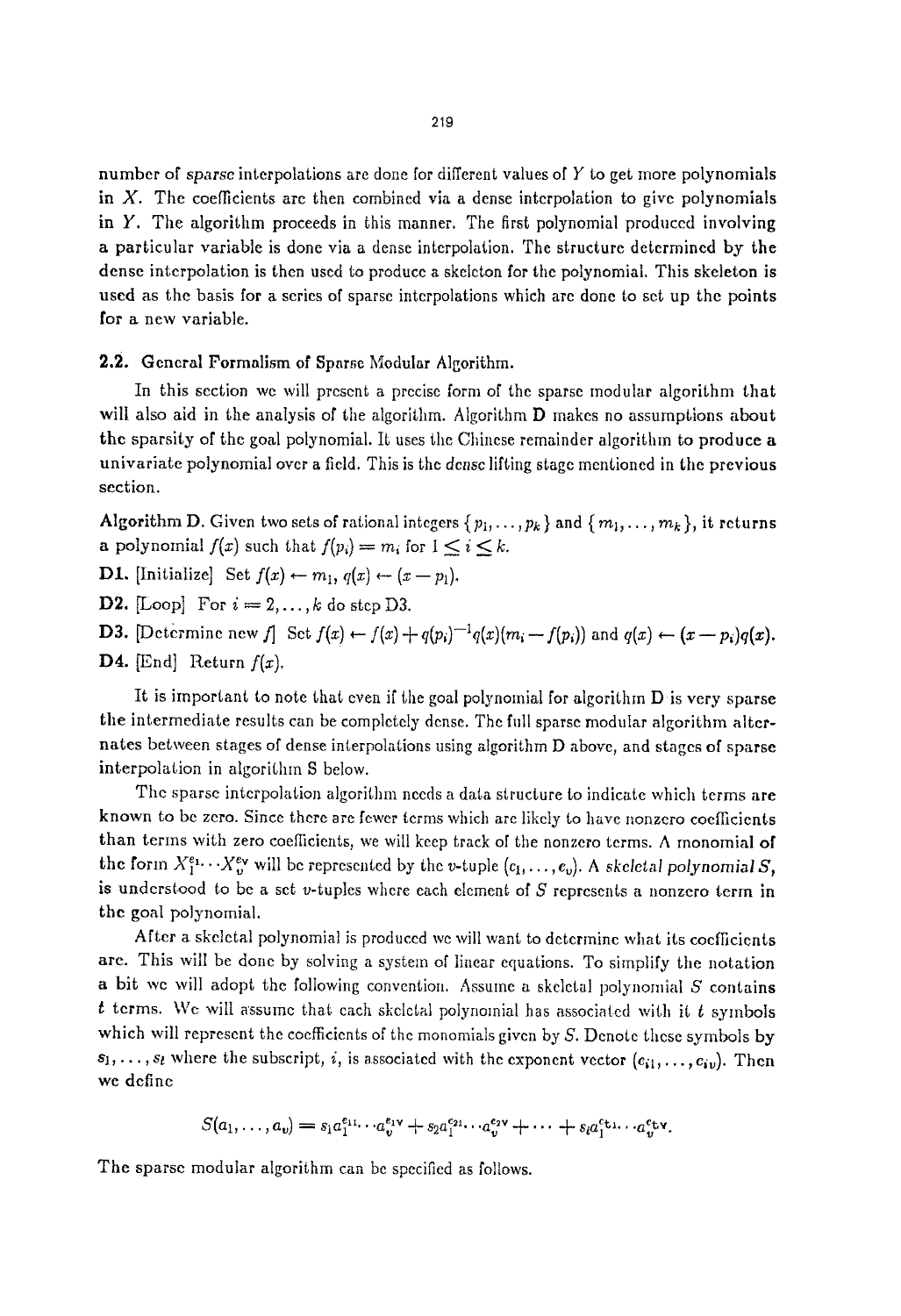number of *sparse* interpolations are done for different values of $Y$ to get more polynomials in $X$. The coefficients are then combined via a dense interpolation to give polynomials in $Y$. The algorithm proceeds in this manner. The first polynomial produced involving a particular variable is done via a dense interpolation. The structure determined by the dense interpolation is then used to produce a skeleton for the polynomial. This skeleton is used as the basis for a series of sparse interpolations which are done to set up the points for a new variable.

### 2.2. General Formalism of Sparse Modular Algorithm.

In this section we will present a precise form of the sparse modular algorithm that will also aid in the analysis of the algorithm. Algorithm **D** makes no assumptions about the sparsity of the goal polynomial. It uses the Chinese remainder algorithm to produce a univariate polynomial over a field. This is the *dense* lifting stage mentioned in the previous section.

**Algorithm D.** Given two sets of rational integers $\{p_1, \ldots, p_k\}$ and $\{m_1, \ldots, m_k\}$, it returns a polynomial $f(x)$ such that $f(p_i) = m_i$ for $1 \leq i \leq k$.

**D1.** [Initialize] Set $f(x) \leftarrow m_1$, $q(x) \leftarrow (x - p_1)$.

**D2.** [Loop] For $i = 2, \ldots, k$ do step D3.

**D3.** [Determine new $f$] Set $f(x) \leftarrow f(x) + q(p_i)^{-1} q(x)(m_i - f(p_i))$ and $q(x) \leftarrow (x - p_i)q(x)$.

**D4.** [End] Return $f(x)$.

It is important to note that even if the goal polynomial for algorithm **D** is very sparse the intermediate results can be completely dense. The full sparse modular algorithm alternates between stages of dense interpolations using algorithm D above, and stages of sparse interpolation in algorithm S below.

The sparse interpolation algorithm needs a data structure to indicate which terms are known to be zero. Since there are fewer terms which are likely to have nonzero coefficients than terms with zero coefficients, we will keep track of the nonzero terms. A monomial of the form $X_1^{e_1} \cdots X_v^{e_v}$ will be represented by the $v$-tuple $(e_1, \ldots, e_v)$. A *skeletal polynomial* $S$, is understood to be a set $v$-tuples where each element of $S$ represents a nonzero term in the goal polynomial.

After a skeletal polynomial is produced we will want to determine what its coefficients are. This will be done by solving a system of linear equations. To simplify the notation a bit we will adopt the following convention. Assume a skeletal polynomial $S$ contains $t$ terms. We will assume that each skeletal polynomial has associated with it $t$ symbols which will represent the coefficients of the monomials given by $S$. Denote these symbols by $s_1, \ldots, s_t$ where the subscript, $i$, is associated with the exponent vector $(e_{i1}, \ldots, e_{iv})$. Then we define

$$S(a_1, \ldots, a_v) = s_1 a_1^{e_{11}} \cdots a_v^{e_{1v}} + s_2 a_1^{e_{21}} \cdots a_v^{e_{2v}} + \cdots + s_t a_1^{e_{t1}} \cdots a_v^{e_{tv}}.$$

The sparse modular algorithm can be specified as follows.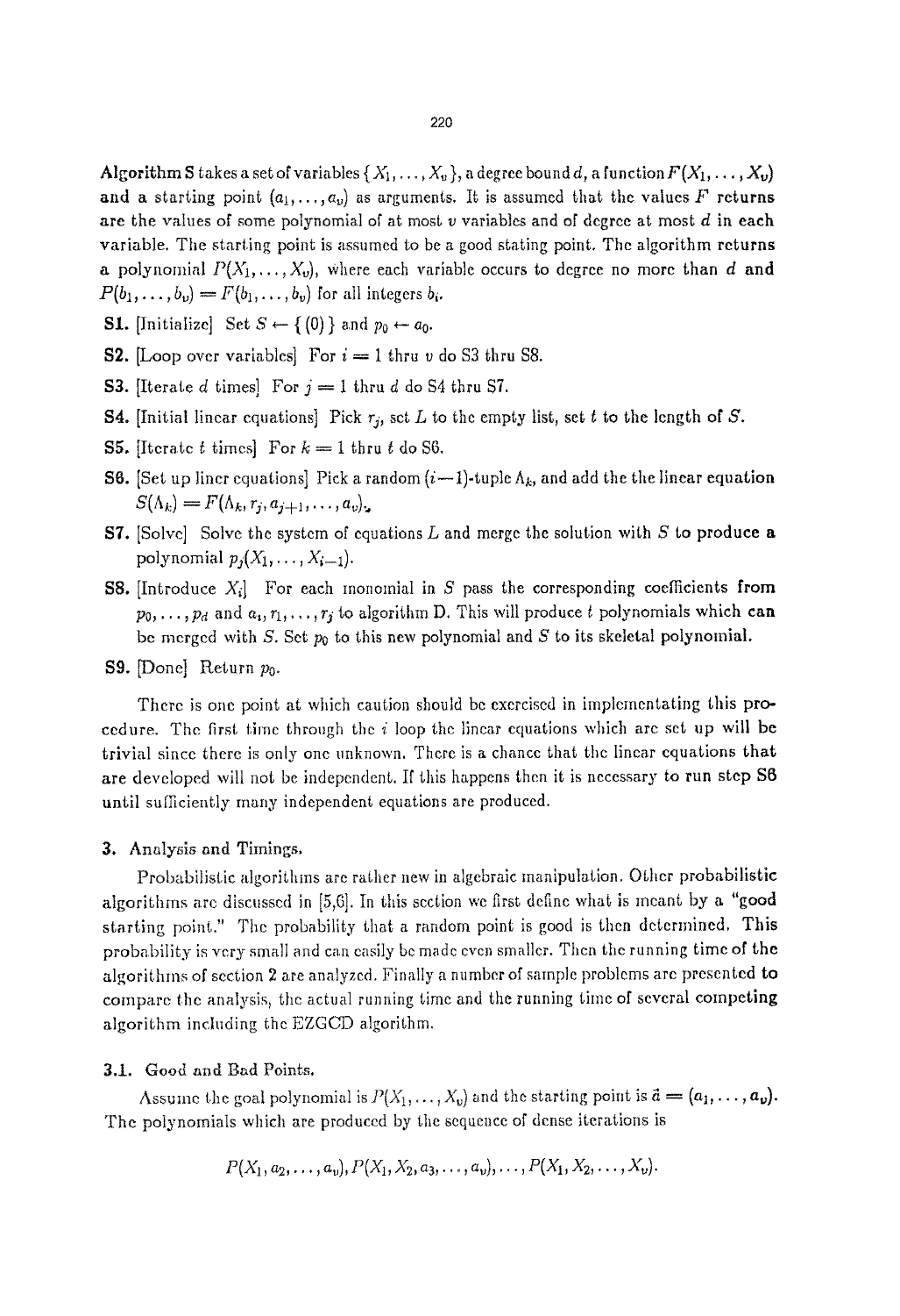**Algorithm S** takes a set of variables $\{X_1, \ldots, X_v\}$, a degree bound $d$, a function $F(X_1, \ldots, X_v)$ and a starting point $(a_1, \ldots, a_v)$ as arguments. It is assumed that the values $F$ returns are the values of some polynomial of at most $v$ variables and of degree at most $d$ in each variable. The starting point is assumed to be a good stating point. The algorithm returns a polynomial $P(X_1, \ldots, X_v)$, where each variable occurs to degree no more than $d$ and $P(b_1, \ldots, b_v) = F(b_1, \ldots, b_v)$ for all integers $b_i$.

**S1.** [Initialize] Set $S \leftarrow \{(0)\}$ and $p_0 \leftarrow a_0$.

**S2.** [Loop over variables] For $i = 1$ thru $v$ do S3 thru S8.

**S3.** [Iterate $d$ times] For $j = 1$ thru $d$ do S4 thru S7.

**S4.** [Initial linear equations] Pick $r_j$, set $L$ to the empty list, set $t$ to the length of $S$.

**S5.** [Iterate $t$ times] For $k = 1$ thru $t$ do S6.

**S6.** [Set up liner equations] Pick a random $(i-1)$-tuple $\Lambda_k$, and add the the linear equation $S(\Lambda_k) = F(\Lambda_k, r_j, a_{j+1}, \ldots, a_v)$.

**S7.** [Solve] Solve the system of equations $L$ and merge the solution with $S$ to produce a polynomial $p_j(X_1, \ldots, X_{i-1})$.

**S8.** [Introduce $X_i$] For each monomial in $S$ pass the corresponding coefficients from $p_0, \ldots, p_d$ and $a_i, r_1, \ldots, r_j$ to algorithm D. This will produce $t$ polynomials which can be merged with $S$. Set $p_0$ to this new polynomial and $S$ to its skeletal polynomial.

**S9.** [Done] Return $p_0$.

There is one point at which caution should be exercised in implementating this procedure. The first time through the $i$ loop the linear equations which are set up will be trivial since there is only one unknown. There is a chance that the linear equations that are developed will not be independent. If this happens then it is necessary to run step S6 until sufficiently many independent equations are produced.

## 3. Analysis and Timings.

Probabilistic algorithms are rather new in algebraic manipulation. Other probabilistic algorithms are discussed in [5,6]. In this section we first define what is meant by a "good starting point." The probability that a random point is good is then determined. This probability is very small and can easily be made even smaller. Then the running time of the algorithms of section 2 are analyzed. Finally a number of sample problems are presented to compare the analysis, the actual running time and the running time of several competing algorithm including the EZGCD algorithm.

### 3.1. Good and Bad Points.

Assume the goal polynomial is $P(X_1, \ldots, X_v)$ and the starting point is $\vec{a} = (a_1, \ldots, a_v)$. The polynomials which are produced by the sequence of dense iterations is

$$P(X_1, a_2, \ldots, a_v), P(X_1, X_2, a_3, \ldots, a_v), \ldots, P(X_1, X_2, \ldots, X_v).$$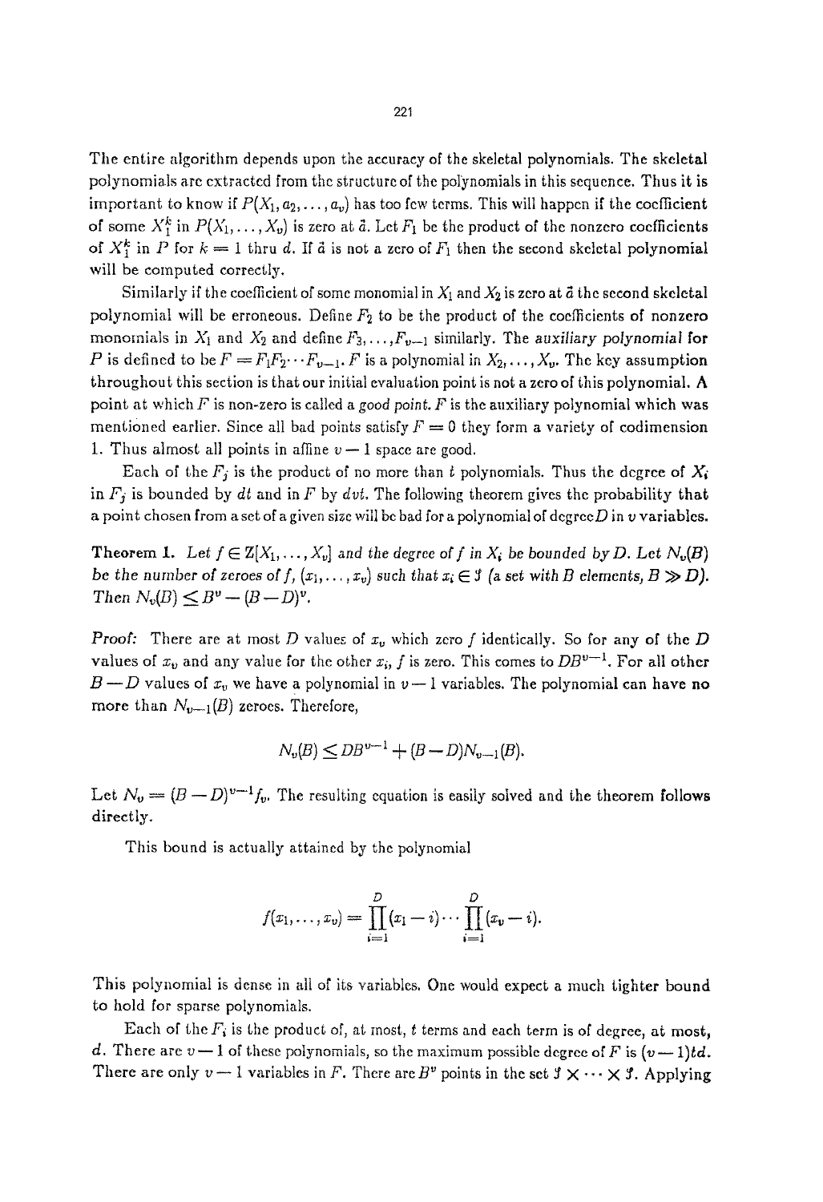The entire algorithm depends upon the accuracy of the skeletal polynomials. The skeletal polynomials are extracted from the structure of the polynomials in this sequence. Thus it is important to know if $P(X_1, a_2, \ldots, a_v)$ has too few terms. This will happen if the coefficient of some $X_1^k$ in $P(X_1, \ldots, X_v)$ is zero at $\bar{a}$. Let $F_1$ be the product of the nonzero coefficients of $X_1^k$ in $P$ for $k = 1$ thru $d$. If $\bar{a}$ is not a zero of $F_1$ then the second skeletal polynomial will be computed correctly.

Similarly if the coefficient of some monomial in $X_1$ and $X_2$ is zero at $\bar{a}$ the second skeletal polynomial will be erroneous. Define $F_2$ to be the product of the coefficients of nonzero monomials in $X_1$ and $X_2$ and define $F_3, \ldots, F_{v-1}$ similarly. The *auxiliary polynomial* for $P$ is defined to be $F = F_1 F_2 \cdots F_{v-1}$. $F$ is a polynomial in $X_2, \ldots, X_v$. The key assumption throughout this section is that our initial evaluation point is not a zero of this polynomial. A point at which $F$ is non-zero is called a *good point*. $F$ is the auxiliary polynomial which was mentioned earlier. Since all bad points satisfy $F = 0$ they form a variety of codimension 1. Thus almost all points in affine $v - 1$ space are good.

Each of the $F_j$ is the product of no more than $t$ polynomials. Thus the degree of $X_i$ in $F_j$ is bounded by $dt$ and in $F$ by $dvt$. The following theorem gives the probability that a point chosen from a set of a given size will be bad for a polynomial of degree $D$ in $v$ variables.

**Theorem 1.** *Let $f \in \mathbb{Z}[X_1, \ldots, X_v]$ and the degree of $f$ in $X_i$ be bounded by $D$. Let $N_v(B)$ be the number of zeroes of $f$, $(x_1, \ldots, x_v)$ such that $x_i \in \mathcal{S}$ (a set with $B$ elements, $B \gg D$). Then $N_v(B) \leq B^v - (B - D)^v$.*

*Proof:* There are at most $D$ values of $x_v$ which zero $f$ identically. So for any of the $D$ values of $x_v$ and any value for the other $x_i$, $f$ is zero. This comes to $DB^{v-1}$. For all other $B - D$ values of $x_v$ we have a polynomial in $v - 1$ variables. The polynomial can have no more than $N_{v-1}(B)$ zeroes. Therefore,

$$N_v(B) \leq DB^{v-1} + (B - D)N_{v-1}(B).$$

Let $N_v = (B - D)^{v-1} f_v$. The resulting equation is easily solved and the theorem follows directly.

This bound is actually attained by the polynomial

$$f(x_1, \ldots, x_v) = \prod_{i=1}^{D}(x_1 - i) \cdots \prod_{i=1}^{D}(x_v - i).$$

This polynomial is dense in all of its variables. One would expect a much tighter bound to hold for sparse polynomials.

Each of the $F_i$ is the product of, at most, $t$ terms and each term is of degree, at most, $d$. There are $v - 1$ of these polynomials, so the maximum possible degree of $F$ is $(v - 1)td$. There are only $v - 1$ variables in $F$. There are $B^v$ points in the set $\mathcal{S} \times \cdots \times \mathcal{S}$. Applying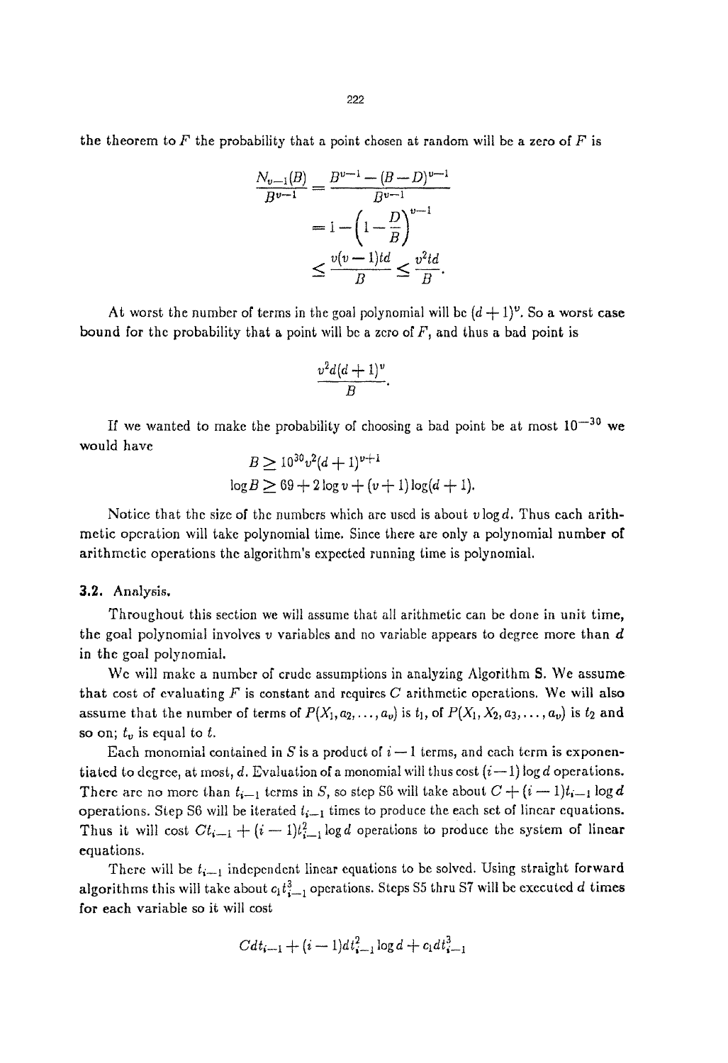the theorem to $F$ the probability that a point chosen at random will be a zero of $F$ is

$$\begin{aligned}
\frac{N_{v-1}(B)}{B^{v-1}} &= \frac{B^{v-1} - (B-D)^{v-1}}{B^{v-1}} \\
&= 1 - \left(1 - \frac{D}{B}\right)^{v-1} \\
&\leq \frac{v(v-1)td}{B} \leq \frac{v^2 td}{B}.
\end{aligned}$$

At worst the number of terms in the goal polynomial will be $(d+1)^v$. So a worst case bound for the probability that a point will be a zero of $F$, and thus a bad point is

$$\frac{v^2 d(d+1)^v}{B}.$$

If we wanted to make the probability of choosing a bad point be at most $10^{-30}$ we would have

$$\begin{aligned}
B &\geq 10^{30} v^2 (d+1)^{v+1} \\
\log B &\geq 69 + 2\log v + (v+1)\log(d+1).
\end{aligned}$$

Notice that the size of the numbers which are used is about $v \log d$. Thus each arithmetic operation will take polynomial time. Since there are only a polynomial number of arithmetic operations the algorithm's expected running time is polynomial.

### 3.2. Analysis.

Throughout this section we will assume that all arithmetic can be done in unit time, the goal polynomial involves $v$ variables and no variable appears to degree more than $d$ in the goal polynomial.

We will make a number of crude assumptions in analyzing Algorithm **S**. We assume that cost of evaluating $F$ is constant and requires $C$ arithmetic operations. We will also assume that the number of terms of $P(X_1, a_2, \ldots, a_v)$ is $t_1$, of $P(X_1, X_2, a_3, \ldots, a_v)$ is $t_2$ and so on; $t_v$ is equal to $t$.

Each monomial contained in $S$ is a product of $i-1$ terms, and each term is exponentiated to degree, at most, $d$. Evaluation of a monomial will thus cost $(i-1)\log d$ operations. There are no more than $t_{i-1}$ terms in $S$, so step S6 will take about $C + (i-1)t_{i-1}\log d$ operations. Step S6 will be iterated $t_{i-1}$ times to produce the each set of linear equations. Thus it will cost $Ct_{i-1} + (i-1)t_{i-1}^2 \log d$ operations to produce the system of linear equations.

There will be $t_{i-1}$ independent linear equations to be solved. Using straight forward algorithms this will take about $c_1 t_{i-1}^3$ operations. Steps S5 thru S7 will be executed $d$ times for each variable so it will cost

$$Cdt_{i-1} + (i-1)dt_{i-1}^2 \log d + c_1 d t_{i-1}^3$$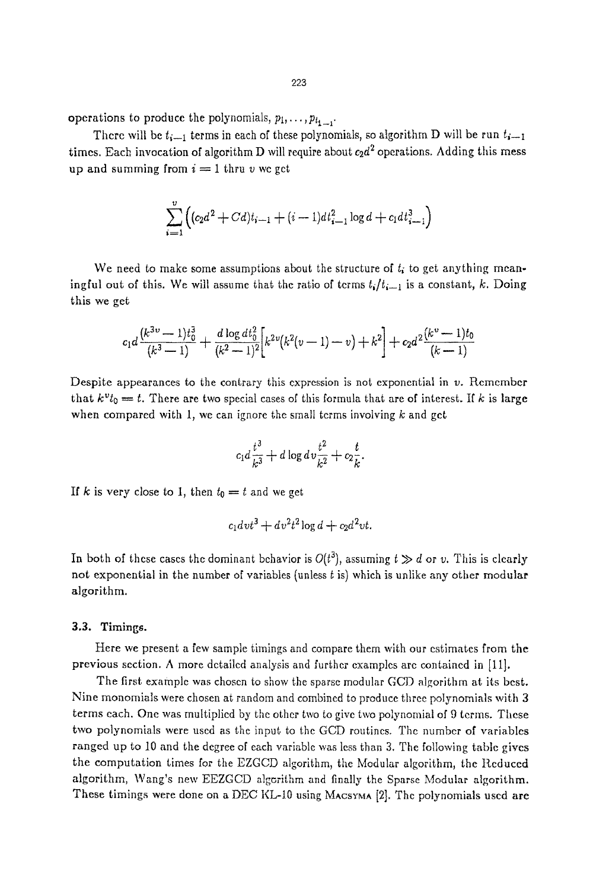operations to produce the polynomials, $p_1, \ldots, p_{t_{i-1}}$.

There will be $t_{i-1}$ terms in each of these polynomials, so algorithm D will be run $t_{i-1}$ times. Each invocation of algorithm D will require about $c_2 d^2$ operations. Adding this mess up and summing from $i = 1$ thru $v$ we get

$$\sum_{i=1}^{v} \left( (c_2 d^2 + Cd) t_{i-1} + (i-1) d t_{i-1}^2 \log d + c_1 d t_{i-1}^3 \right)$$

We need to make some assumptions about the structure of $t_i$ to get anything meaningful out of this. We will assume that the ratio of terms $t_i / t_{i-1}$ is a constant, $k$. Doing this we get

$$c_1 d \frac{(k^{3v} - 1) t_0^3}{(k^3 - 1)} + \frac{d \log d t_0^2}{(k^2 - 1)^2} \left[ k^{2v}(k^2(v-1) - v) + k^2 \right] + c_2 d^2 \frac{(k^v - 1) t_0}{(k - 1)}$$

Despite appearances to the contrary this expression is not exponential in $v$. Remember that $k^v t_0 = t$. There are two special cases of this formula that are of interest. If $k$ is large when compared with 1, we can ignore the small terms involving $k$ and get

$$c_1 d \frac{t^3}{k^3} + d \log d v \frac{t^2}{k^2} + c_2 \frac{t}{k}.$$

If $k$ is very close to 1, then $t_0 = t$ and we get

$$c_1 d v t^3 + d v^2 t^2 \log d + c_2 d^2 v t.$$

In both of these cases the dominant behavior is $O(t^3)$, assuming $t \gg d$ or $v$. This is clearly not exponential in the number of variables (unless $t$ is) which is unlike any other modular algorithm.

### 3.3. Timings.

Here we present a few sample timings and compare them with our estimates from the previous section. A more detailed analysis and further examples are contained in [11].

The first example was chosen to show the sparse modular GCD algorithm at its best. Nine monomials were chosen at random and combined to produce three polynomials with 3 terms each. One was multiplied by the other two to give two polynomial of 9 terms. These two polynomials were used as the input to the GCD routines. The number of variables ranged up to 10 and the degree of each variable was less than 3. The following table gives the computation times for the EZGCD algorithm, the Modular algorithm, the Reduced algorithm, Wang's new EEZGCD algorithm and finally the Sparse Modular algorithm. These timings were done on a DEC KL-10 using MACSYMA [2]. The polynomials used are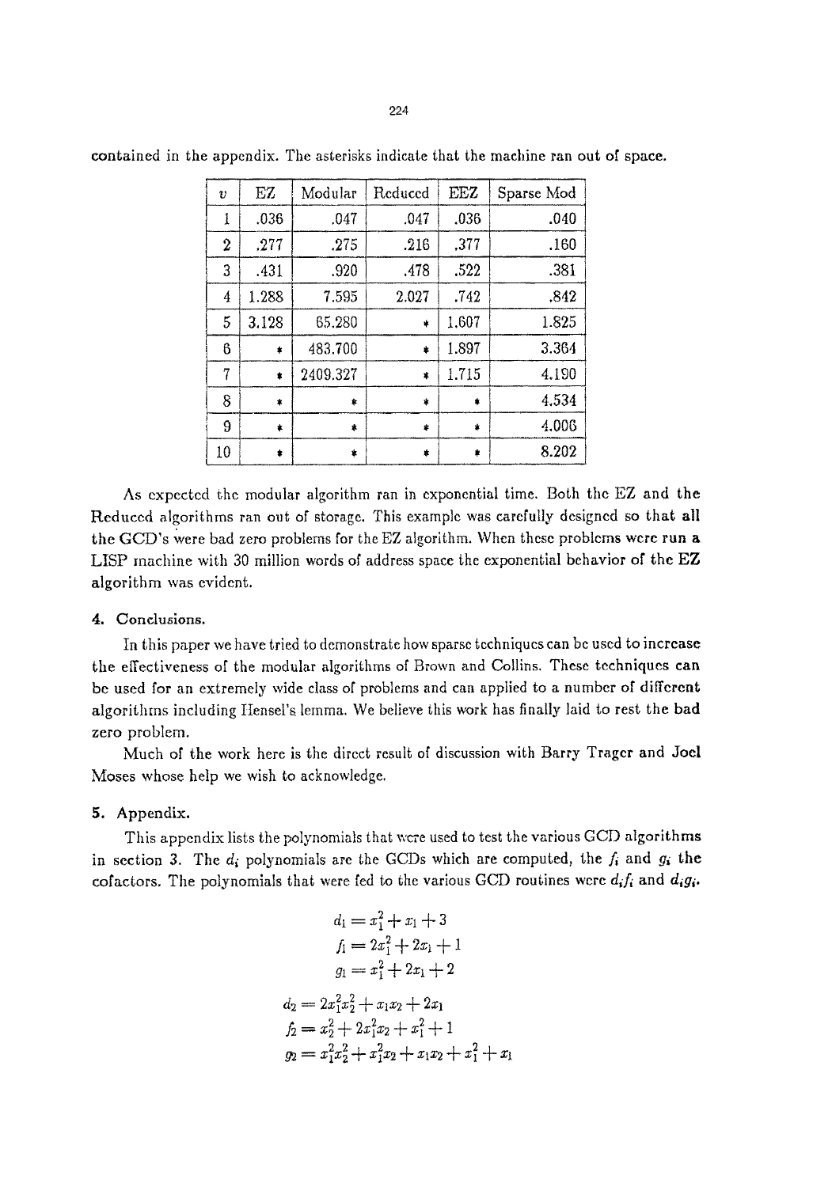contained in the appendix. The asterisks indicate that the machine ran out of space.

| $v$ | EZ | Modular | Reduced | EEZ | Sparse Mod |
|---|---|---|---|---|---|
| 1 | .036 | .047 | .047 | .036 | .040 |
| 2 | .277 | .275 | .216 | .377 | .160 |
| 3 | .431 | .920 | .478 | .522 | .381 |
| 4 | 1.288 | 7.595 | 2.027 | .742 | .842 |
| 5 | 3.128 | 65.280 | * | 1.607 | 1.825 |
| 6 | * | 483.700 | * | 1.897 | 3.364 |
| 7 | * | 2409.327 | * | 1.715 | 4.190 |
| 8 | * | * | * | * | 4.534 |
| 9 | * | * | * | * | 4.006 |
| 10 | * | * | * | * | 8.202 |

As expected the modular algorithm ran in exponential time. Both the EZ and the Reduced algorithms ran out of storage. This example was carefully designed so that all the GCD's were bad zero problems for the EZ algorithm. When these problems were run a LISP machine with 30 million words of address space the exponential behavior of the EZ algorithm was evident.

## 4. Conclusions.

In this paper we have tried to demonstrate how sparse techniques can be used to increase the effectiveness of the modular algorithms of Brown and Collins. These techniques can be used for an extremely wide class of problems and can applied to a number of different algorithms including Hensel's lemma. We believe this work has finally laid to rest the bad zero problem.

Much of the work here is the direct result of discussion with Barry Trager and Joel Moses whose help we wish to acknowledge.

## 5. Appendix.

This appendix lists the polynomials that were used to test the various GCD algorithms in section 3. The $d_i$ polynomials are the GCDs which are computed, the $f_i$ and $g_i$ the cofactors. The polynomials that were fed to the various GCD routines were $d_i f_i$ and $d_i g_i$.

$$d_1 = x_1^2 + x_1 + 3$$
$$f_1 = 2x_1^2 + 2x_1 + 1$$
$$g_1 = x_1^2 + 2x_1 + 2$$

$$d_2 = 2x_1^2 x_2^2 + x_1 x_2 + 2x_1$$
$$f_2 = x_2^2 + 2x_1^2 x_2 + x_1^2 + 1$$
$$g_2 = x_1^2 x_2^2 + x_1^2 x_2 + x_1 x_2 + x_1^2 + x_1$$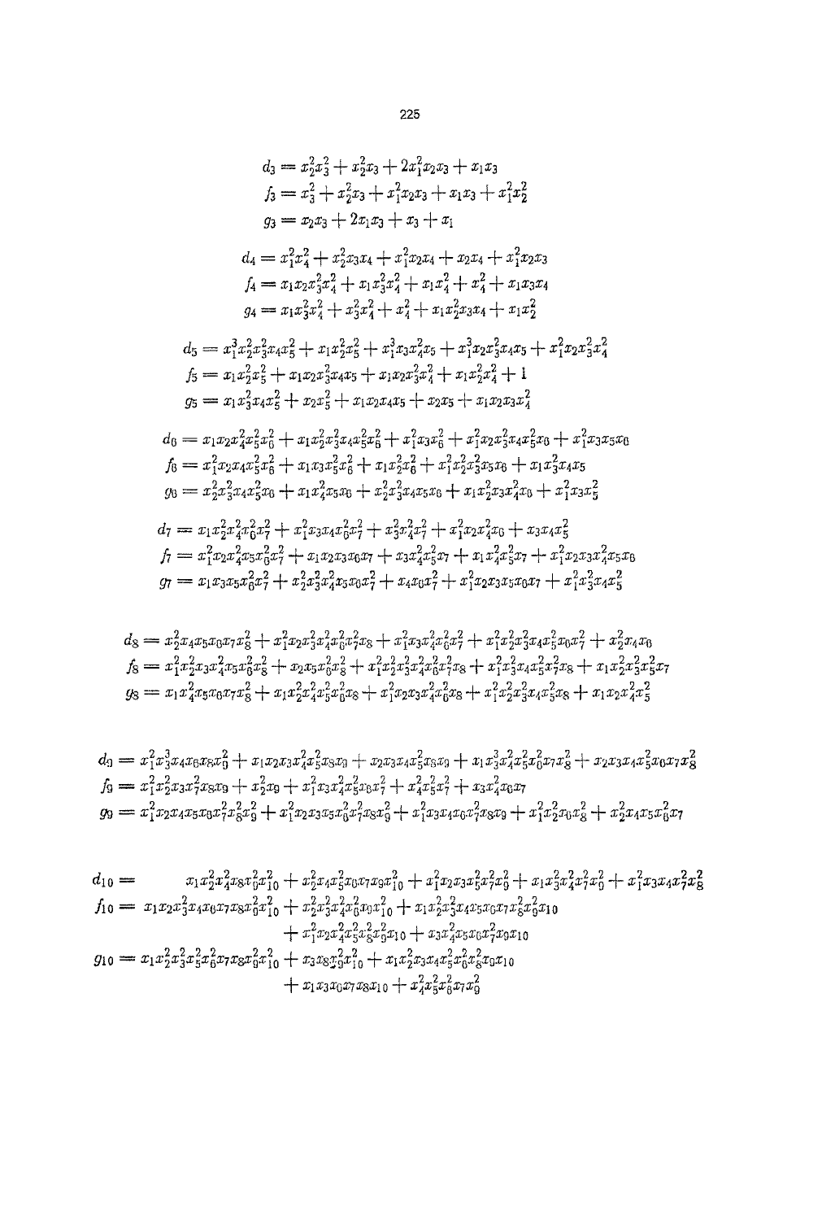$$d_3 = x_2^2x_3^2 + x_2^2x_3 + 2x_1^2x_2x_3 + x_1x_3$$
$$f_3 = x_3^2 + x_2^2x_3 + x_1^2x_2x_3 + x_1x_3 + x_1^2x_2^2$$
$$g_3 = x_2x_3 + 2x_1x_3 + x_3 + x_1$$

$$d_4 = x_1^2x_4^2 + x_2^2x_3x_4 + x_1^2x_2x_4 + x_2x_4 + x_1^2x_2x_3$$
$$f_4 = x_1x_2x_3^2x_4^2 + x_1x_3^2x_4^2 + x_1x_4^2 + x_4^2 + x_1x_3x_4$$
$$g_4 = x_1x_3^2x_4^2 + x_3^2x_4^2 + x_4^2 + x_1x_2^2x_3x_4 + x_1x_2^2$$

$$d_5 = x_1^3x_2^2x_3^2x_4x_5^2 + x_1x_2^2x_5^2 + x_1^3x_3x_4^2x_5 + x_1^3x_2x_3^2x_4x_5 + x_1^2x_2x_3^2x_4^2$$
$$f_5 = x_1x_2^2x_5^2 + x_1x_2x_3^2x_4x_5 + x_1x_2x_3^2x_4^2 + x_1x_2^2x_4^2 + 1$$
$$g_5 = x_1x_3^2x_4x_5^2 + x_2x_5^2 + x_1x_2x_4x_5 + x_2x_5 + x_1x_2x_3x_4^2$$

$$d_6 = x_1x_2x_4^2x_5^2x_6^2 + x_1x_2^2x_3^2x_4x_5^2x_6^2 + x_1^2x_3x_6^2 + x_1^2x_2x_3^2x_4x_5^2x_6 + x_1^2x_3x_5x_6$$
$$f_6 = x_1^2x_2x_4x_5^2x_6^2 + x_1x_3x_5^2x_6^2 + x_1x_2^2x_6^2 + x_1^2x_2^2x_3^2x_5x_6 + x_1x_3^2x_4x_5$$
$$g_6 = x_2^2x_3^2x_4x_5^2x_6 + x_1x_4^2x_5x_6 + x_2^2x_3^2x_4x_5x_6 + x_1x_2^2x_3x_4^2x_6 + x_1^2x_3x_5^2$$

$$d_7 = x_1x_2^2x_4^2x_6^2x_7^2 + x_1^2x_3x_4x_6^2x_7^2 + x_3^2x_4^2x_7^2 + x_1^2x_2x_4^2x_6 + x_3x_4x_5^2$$
$$f_7 = x_1^2x_2x_4^2x_5x_6^2x_7^2 + x_1x_2x_3x_6x_7 + x_3x_4^2x_6^2x_7 + x_1x_4^2x_5^2x_7 + x_1^2x_2x_3x_4^2x_5x_6$$
$$g_7 = x_1x_3x_5x_6^2x_7^2 + x_2^2x_3^2x_4^2x_5x_6x_7^2 + x_4x_6x_7^2 + x_1^2x_2x_3x_5x_6x_7 + x_1^2x_3^2x_4x_5^2$$

$$d_8 = x_2^2x_4x_5x_6x_7x_8^2 + x_1^2x_2x_3^2x_4^2x_6^2x_7^2x_8 + x_1^2x_3x_4^2x_6^2x_7^2 + x_1^2x_2^2x_3^2x_4x_5^2x_6x_7^2 + x_2^2x_4x_6$$
$$f_8 = x_1^2x_2^2x_3x_4^2x_5x_6^2x_8^2 + x_2x_5x_6^2x_8^2 + x_1^2x_2^2x_3^2x_4^2x_6^2x_7^2x_8 + x_1^2x_3^2x_4x_5^2x_7^2x_8 + x_1x_2^2x_3^2x_5^2x_7$$
$$g_8 = x_1x_4^2x_5x_6x_7x_8^2 + x_1x_2^2x_4^2x_5^2x_6^2x_8 + x_1^2x_2x_3x_4^2x_6^2x_8 + x_1^2x_2^2x_3^2x_4x_5^2x_8 + x_1x_2x_4^2x_5^2$$

$$d_9 = x_1^2x_3^3x_4x_6x_8x_9^2 + x_1x_2x_3x_4^2x_5^2x_8x_9 + x_2x_3x_4x_5^2x_8x_9 + x_1x_3^3x_4^2x_5^2x_6^2x_7x_8^2 + x_2x_3x_4x_5^2x_6x_7x_8^2$$
$$f_9 = x_1^2x_2^2x_3x_7^2x_8x_9 + x_2^2x_9 + x_1^2x_3x_4^2x_5^2x_8x_7^2 + x_4^2x_5^2x_7^2 + x_3x_4^2x_6x_7$$
$$g_9 = x_1^2x_2x_4x_5x_6x_7^2x_8^2x_9^2 + x_1^2x_2x_3x_5x_6^2x_7^2x_8x_9^2 + x_1^2x_3x_4x_6x_7^2x_8x_9 + x_1^2x_2^2x_6x_8^2 + x_2^2x_4x_5x_6^2x_7$$

$$d_{10} = x_1x_2^2x_4^2x_8x_9^2x_{10}^2 + x_2^2x_4x_5^2x_6x_7x_9x_{10}^2 + x_1^2x_2x_3x_5^2x_7^2x_9^2 + x_1x_3^2x_4^2x_7^2x_9^2 + x_1^2x_3x_4x_7^2x_8^2$$
$$f_{10} = x_1x_2x_3^2x_4x_6x_7x_8x_9^2x_{10}^2 + x_2^2x_3^2x_4^2x_6^2x_9x_{10}^2 + x_1x_2^2x_3^2x_4x_5x_6x_7x_8^2x_9^2x_{10} + x_1^2x_2x_4^2x_5^2x_8^2x_9^2x_{10} + x_3x_4^2x_5x_6x_7^2x_9x_{10}$$
$$g_{10} = x_1x_2^2x_3^2x_5^2x_6^2x_7x_8x_9^2x_{10}^2 + x_3x_8x_9^2x_{10}^2 + x_1x_2^2x_3x_4x_5^2x_6^2x_8^2x_9x_{10} + x_1x_3x_6x_7x_8x_{10} + x_4^2x_5^2x_6^2x_7x_9^2$$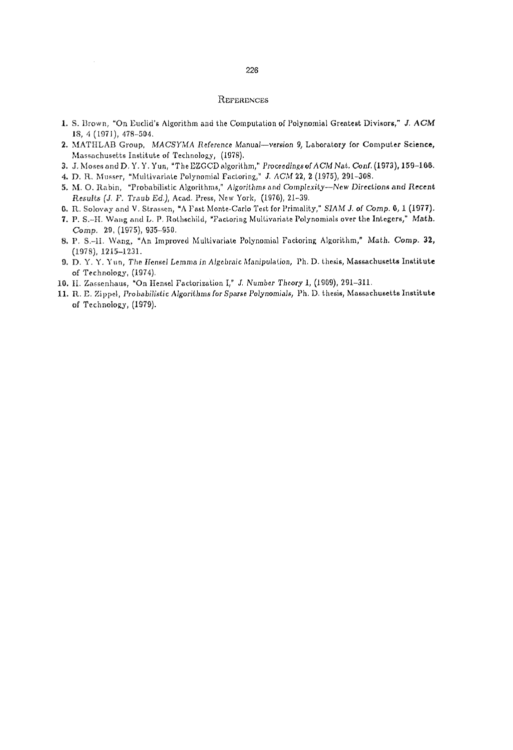## References

1. S. Brown, "On Euclid's Algorithm and the Computation of Polynomial Greatest Divisors," *J. ACM* 18, 4 (1971), 478–504.
2. MATHLAB Group, *MACSYMA Reference Manual—version 9*, Laboratory for Computer Science, Massachusetts Institute of Technology, (1978).
3. J. Moses and D. Y. Y. Yun, "The EZGCD algorithm," *Proceedings of ACM Nat. Conf.* (1973), 159–166.
4. D. R. Musser, "Multivariate Polynomial Factoring," *J. ACM* 22, 2 (1975), 291–308.
5. M. O. Rabin, "Probabilistic Algorithms," *Algorithms and Complexity—New Directions and Recent Results (J. F. Traub Ed.)*, Acad. Press, New York, (1976), 21–39.
6. R. Solovay and V. Strassen, "A Fast Monte-Carlo Test for Primality," *SIAM J. of Comp.* 6, 1 (1977).
7. P. S.-H. Wang and L. P. Rothschild, "Factoring Multivariate Polynomials over the Integers," *Math. Comp.* 29, (1975), 935–950.
8. P. S.-H. Wang, "An Improved Multivariate Polynomial Factoring Algorithm," *Math. Comp.* 32, (1978), 1215–1231.
9. D. Y. Y. Yun, *The Hensel Lemma in Algebraic Manipulation*, Ph. D. thesis, Massachusetts Institute of Technology, (1974).
10. H. Zassenhaus, "On Hensel Factorization I," *J. Number Theory* 1, (1969), 291–311.
11. R. E. Zippel, *Probabilistic Algorithms for Sparse Polynomials*, Ph. D. thesis, Massachusetts Institute of Technology, (1979).